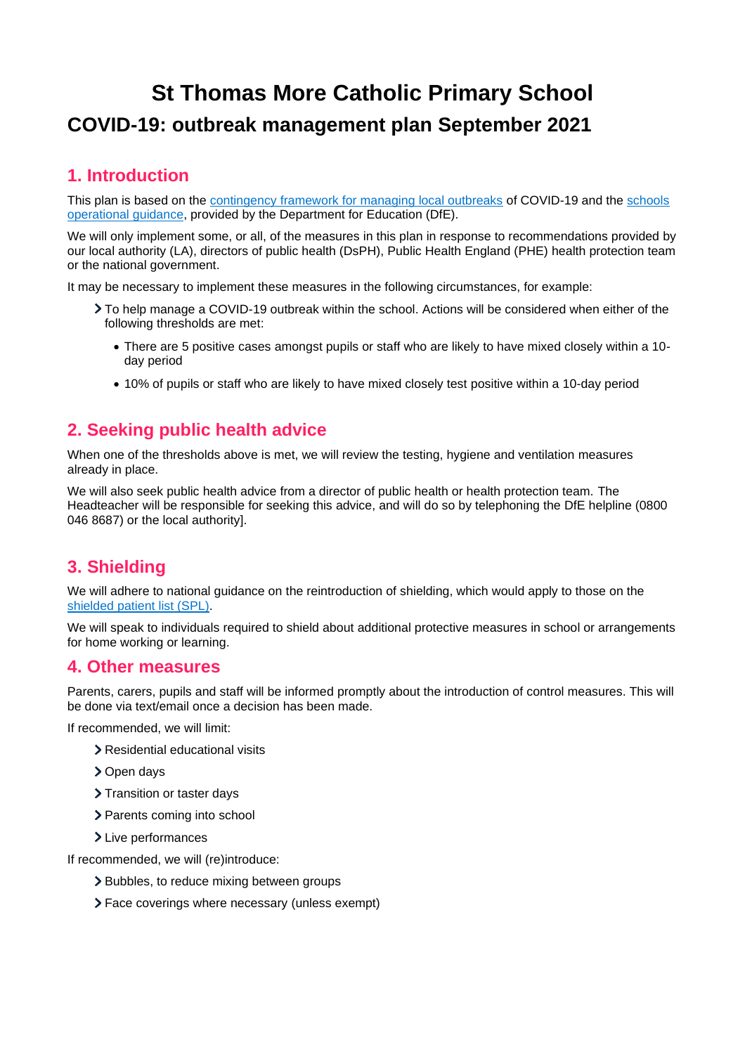# St Thomas More Catholic Primary School

## COVID-19: outbreak management plan September 2021

## 1. Introduction

This plan is based on the [contingency framework for managing local outbreaks](#) of COVID-19 and the [schools operational guidance](#), provided by the Department for Education (DfE).

We will only implement some, or all, of the measures in this plan in response to recommendations provided by our local authority (LA), directors of public health (DsPH), Public Health England (PHE) health protection team or the national government.

It may be necessary to implement these measures in the following circumstances, for example:

- To help manage a COVID-19 outbreak within the school. Actions will be considered when either of the following thresholds are met:
  - There are 5 positive cases amongst pupils or staff who are likely to have mixed closely within a 10-day period
  - 10% of pupils or staff who are likely to have mixed closely test positive within a 10-day period

## 2. Seeking public health advice

When one of the thresholds above is met, we will review the testing, hygiene and ventilation measures already in place.

We will also seek public health advice from a director of public health or health protection team. The Headteacher will be responsible for seeking this advice, and will do so by telephoning the DfE helpline (0800 046 8687) or the local authority].

## 3. Shielding

We will adhere to national guidance on the reintroduction of shielding, which would apply to those on the [shielded patient list (SPL)](#).

We will speak to individuals required to shield about additional protective measures in school or arrangements for home working or learning.

## 4. Other measures

Parents, carers, pupils and staff will be informed promptly about the introduction of control measures. This will be done via text/email once a decision has been made.

If recommended, we will limit:

- Residential educational visits
- Open days
- Transition or taster days
- Parents coming into school
- Live performances

If recommended, we will (re)introduce:

- Bubbles, to reduce mixing between groups
- Face coverings where necessary (unless exempt)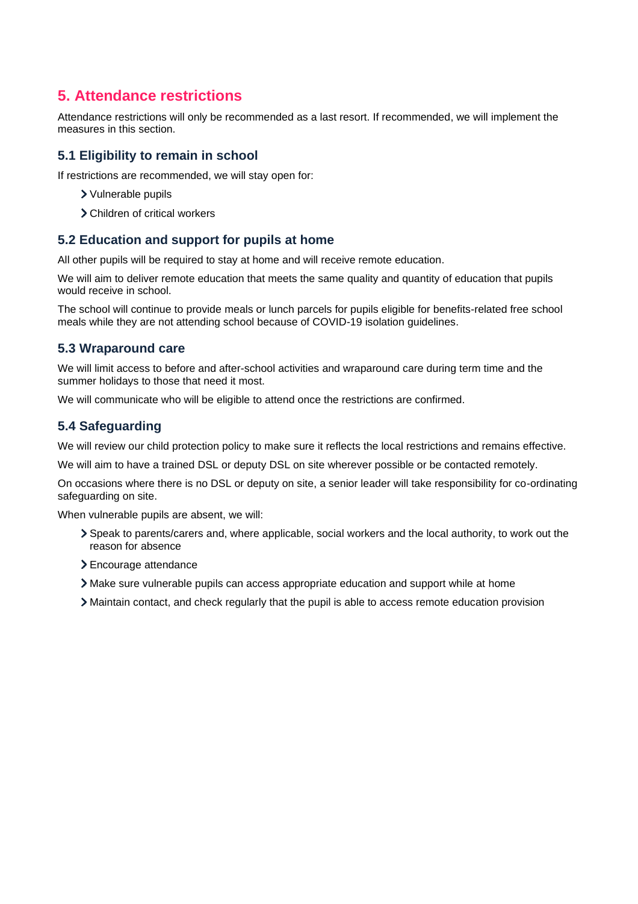## 5. Attendance restrictions

Attendance restrictions will only be recommended as a last resort. If recommended, we will implement the measures in this section.

### 5.1 Eligibility to remain in school

If restrictions are recommended, we will stay open for:

- Vulnerable pupils
- Children of critical workers

### 5.2 Education and support for pupils at home

All other pupils will be required to stay at home and will receive remote education.

We will aim to deliver remote education that meets the same quality and quantity of education that pupils would receive in school.

The school will continue to provide meals or lunch parcels for pupils eligible for benefits-related free school meals while they are not attending school because of COVID-19 isolation guidelines.

### 5.3 Wraparound care

We will limit access to before and after-school activities and wraparound care during term time and the summer holidays to those that need it most.

We will communicate who will be eligible to attend once the restrictions are confirmed.

### 5.4 Safeguarding

We will review our child protection policy to make sure it reflects the local restrictions and remains effective.

We will aim to have a trained DSL or deputy DSL on site wherever possible or be contacted remotely.

On occasions where there is no DSL or deputy on site, a senior leader will take responsibility for co-ordinating safeguarding on site.

When vulnerable pupils are absent, we will:

- Speak to parents/carers and, where applicable, social workers and the local authority, to work out the reason for absence
- Encourage attendance
- Make sure vulnerable pupils can access appropriate education and support while at home
- Maintain contact, and check regularly that the pupil is able to access remote education provision